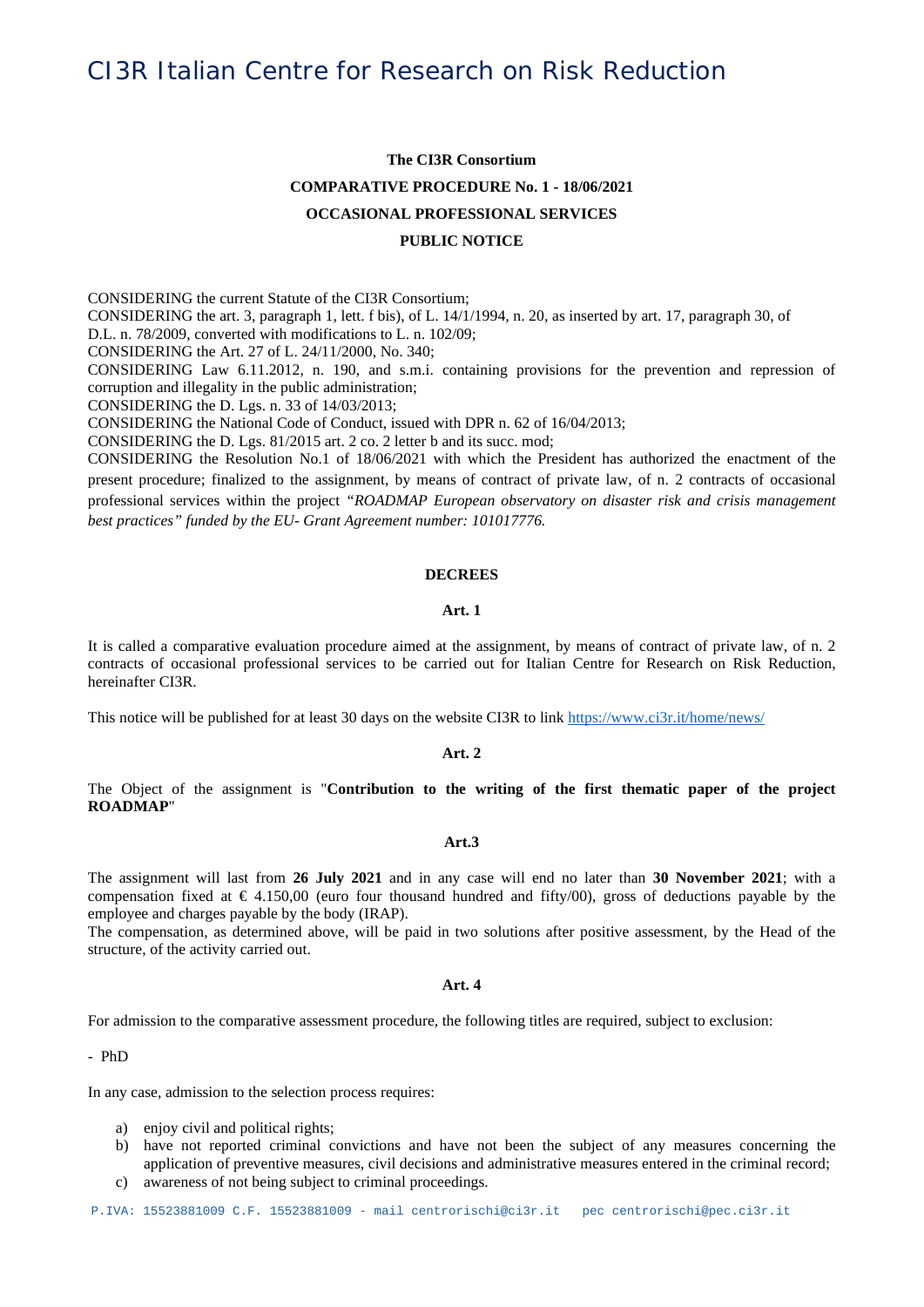# CI3R Italian Centre for Research on Risk Reduction

**The CI3R Consortium**

**COMPARATIVE PROCEDURE No. 1 - 18/06/2021**

**OCCASIONAL PROFESSIONAL SERVICES**

**PUBLIC NOTICE**

CONSIDERING the current Statute of the CI3R Consortium;
CONSIDERING the art. 3, paragraph 1, lett. f bis), of L. 14/1/1994, n. 20, as inserted by art. 17, paragraph 30, of D.L. n. 78/2009, converted with modifications to L. n. 102/09;
CONSIDERING the Art. 27 of L. 24/11/2000, No. 340;
CONSIDERING Law 6.11.2012, n. 190, and s.m.i. containing provisions for the prevention and repression of corruption and illegality in the public administration;
CONSIDERING the D. Lgs. n. 33 of 14/03/2013;
CONSIDERING the National Code of Conduct, issued with DPR n. 62 of 16/04/2013;
CONSIDERING the D. Lgs. 81/2015 art. 2 co. 2 letter b and its succ. mod;
CONSIDERING the Resolution No.1 of 18/06/2021 with which the President has authorized the enactment of the present procedure; finalized to the assignment, by means of contract of private law, of n. 2 contracts of occasional professional services within the project *"ROADMAP European observatory on disaster risk and crisis management best practices" funded by the EU- Grant Agreement number: 101017776.*

**DECREES**

**Art. 1**

It is called a comparative evaluation procedure aimed at the assignment, by means of contract of private law, of n. 2 contracts of occasional professional services to be carried out for Italian Centre for Research on Risk Reduction, hereinafter CI3R.

This notice will be published for at least 30 days on the website CI3R to link https://www.ci3r.it/home/news/

**Art. 2**

The Object of the assignment is "**Contribution to the writing of the first thematic paper of the project ROADMAP**"

**Art.3**

The assignment will last from **26 July 2021** and in any case will end no later than **30 November 2021**; with a compensation fixed at € 4.150,00 (euro four thousand hundred and fifty/00), gross of deductions payable by the employee and charges payable by the body (IRAP).
The compensation, as determined above, will be paid in two solutions after positive assessment, by the Head of the structure, of the activity carried out.

**Art. 4**

For admission to the comparative assessment procedure, the following titles are required, subject to exclusion:

- PhD

In any case, admission to the selection process requires:

a) enjoy civil and political rights;
b) have not reported criminal convictions and have not been the subject of any measures concerning the application of preventive measures, civil decisions and administrative measures entered in the criminal record;
c) awareness of not being subject to criminal proceedings.

P.IVA: 15523881009 C.F. 15523881009 - mail centrorischi@ci3r.it pec centrorischi@pec.ci3r.it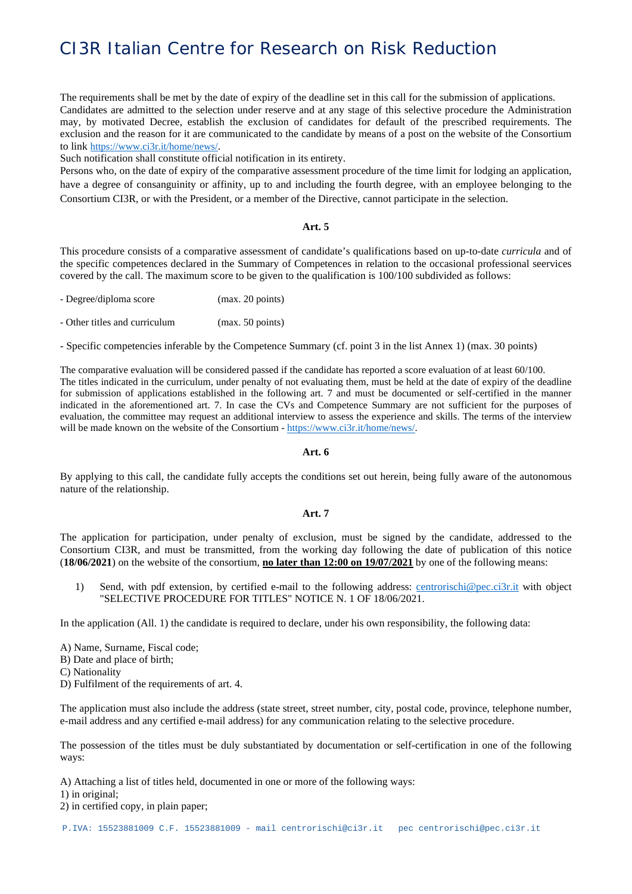The requirements shall be met by the date of expiry of the deadline set in this call for the submission of applications.
Candidates are admitted to the selection under reserve and at any stage of this selective procedure the Administration may, by motivated Decree, establish the exclusion of candidates for default of the prescribed requirements. The exclusion and the reason for it are communicated to the candidate by means of a post on the website of the Consortium to link https://www.ci3r.it/home/news/.
Such notification shall constitute official notification in its entirety.
Persons who, on the date of expiry of the comparative assessment procedure of the time limit for lodging an application, have a degree of consanguinity or affinity, up to and including the fourth degree, with an employee belonging to the Consortium CI3R, or with the President, or a member of the Directive, cannot participate in the selection.

**Art. 5**

This procedure consists of a comparative assessment of candidate's qualifications based on up-to-date *curricula* and of the specific competences declared in the Summary of Competences in relation to the occasional professional seervices covered by the call. The maximum score to be given to the qualification is 100/100 subdivided as follows:

- Degree/diploma score (max. 20 points)
- Other titles and curriculum (max. 50 points)
- Specific competencies inferable by the Competence Summary (cf. point 3 in the list Annex 1) (max. 30 points)

The comparative evaluation will be considered passed if the candidate has reported a score evaluation of at least 60/100.
The titles indicated in the curriculum, under penalty of not evaluating them, must be held at the date of expiry of the deadline for submission of applications established in the following art. 7 and must be documented or self-certified in the manner indicated in the aforementioned art. 7. In case the CVs and Competence Summary are not sufficient for the purposes of evaluation, the committee may request an additional interview to assess the experience and skills. The terms of the interview will be made known on the website of the Consortium - https://www.ci3r.it/home/news/.

**Art. 6**

By applying to this call, the candidate fully accepts the conditions set out herein, being fully aware of the autonomous nature of the relationship.

**Art. 7**

The application for participation, under penalty of exclusion, must be signed by the candidate, addressed to the Consortium CI3R, and must be transmitted, from the working day following the date of publication of this notice (**18/06/2021**) on the website of the consortium, **no later than 12:00 on 19/07/2021** by one of the following means:

1) Send, with pdf extension, by certified e-mail to the following address: centrorischi@pec.ci3r.it with object "SELECTIVE PROCEDURE FOR TITLES" NOTICE N. 1 OF 18/06/2021.

In the application (All. 1) the candidate is required to declare, under his own responsibility, the following data:

A) Name, Surname, Fiscal code;
B) Date and place of birth;
C) Nationality
D) Fulfilment of the requirements of art. 4.

The application must also include the address (state street, street number, city, postal code, province, telephone number, e-mail address and any certified e-mail address) for any communication relating to the selective procedure.

The possession of the titles must be duly substantiated by documentation or self-certification in one of the following ways:

A) Attaching a list of titles held, documented in one or more of the following ways:
1) in original;
2) in certified copy, in plain paper;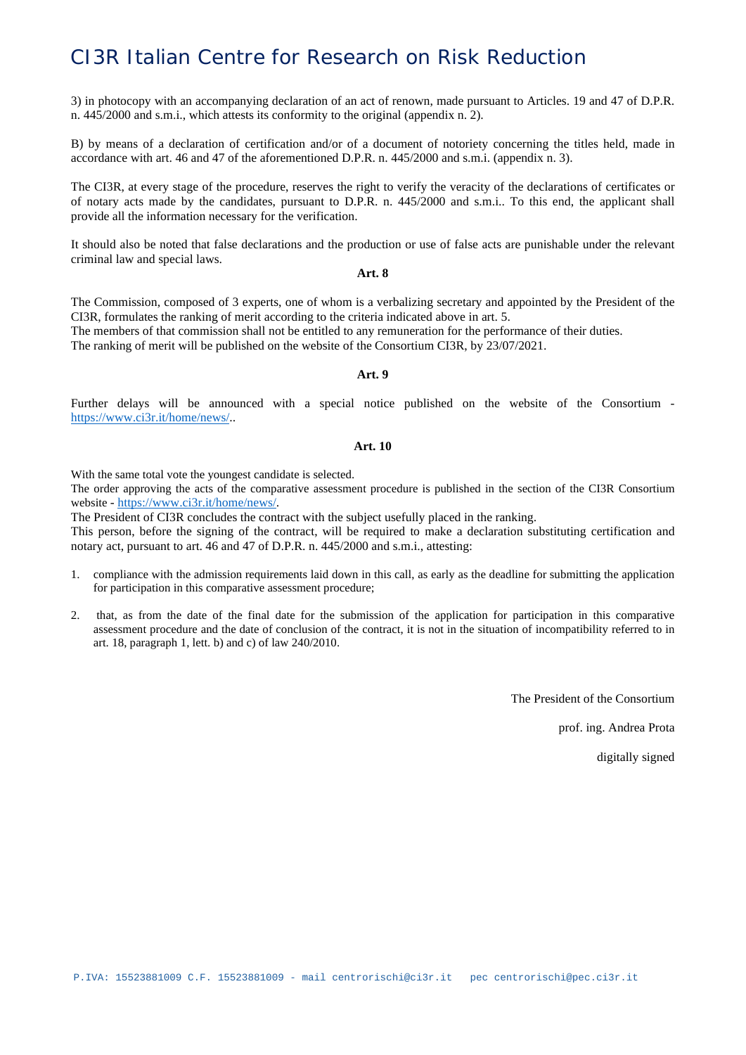3) in photocopy with an accompanying declaration of an act of renown, made pursuant to Articles. 19 and 47 of D.P.R. n. 445/2000 and s.m.i., which attests its conformity to the original (appendix n. 2).

B) by means of a declaration of certification and/or of a document of notoriety concerning the titles held, made in accordance with art. 46 and 47 of the aforementioned D.P.R. n. 445/2000 and s.m.i. (appendix n. 3).

The CI3R, at every stage of the procedure, reserves the right to verify the veracity of the declarations of certificates or of notary acts made by the candidates, pursuant to D.P.R. n. 445/2000 and s.m.i.. To this end, the applicant shall provide all the information necessary for the verification.

It should also be noted that false declarations and the production or use of false acts are punishable under the relevant criminal law and special laws.

**Art. 8**

The Commission, composed of 3 experts, one of whom is a verbalizing secretary and appointed by the President of the CI3R, formulates the ranking of merit according to the criteria indicated above in art. 5.
The members of that commission shall not be entitled to any remuneration for the performance of their duties.
The ranking of merit will be published on the website of the Consortium CI3R, by 23/07/2021.

**Art. 9**

Further delays will be announced with a special notice published on the website of the Consortium - https://www.ci3r.it/home/news/..

**Art. 10**

With the same total vote the youngest candidate is selected.
The order approving the acts of the comparative assessment procedure is published in the section of the CI3R Consortium website - https://www.ci3r.it/home/news/.
The President of CI3R concludes the contract with the subject usefully placed in the ranking.
This person, before the signing of the contract, will be required to make a declaration substituting certification and notary act, pursuant to art. 46 and 47 of D.P.R. n. 445/2000 and s.m.i., attesting:

1. compliance with the admission requirements laid down in this call, as early as the deadline for submitting the application for participation in this comparative assessment procedure;

2. that, as from the date of the final date for the submission of the application for participation in this comparative assessment procedure and the date of conclusion of the contract, it is not in the situation of incompatibility referred to in art. 18, paragraph 1, lett. b) and c) of law 240/2010.

The President of the Consortium

prof. ing. Andrea Prota

digitally signed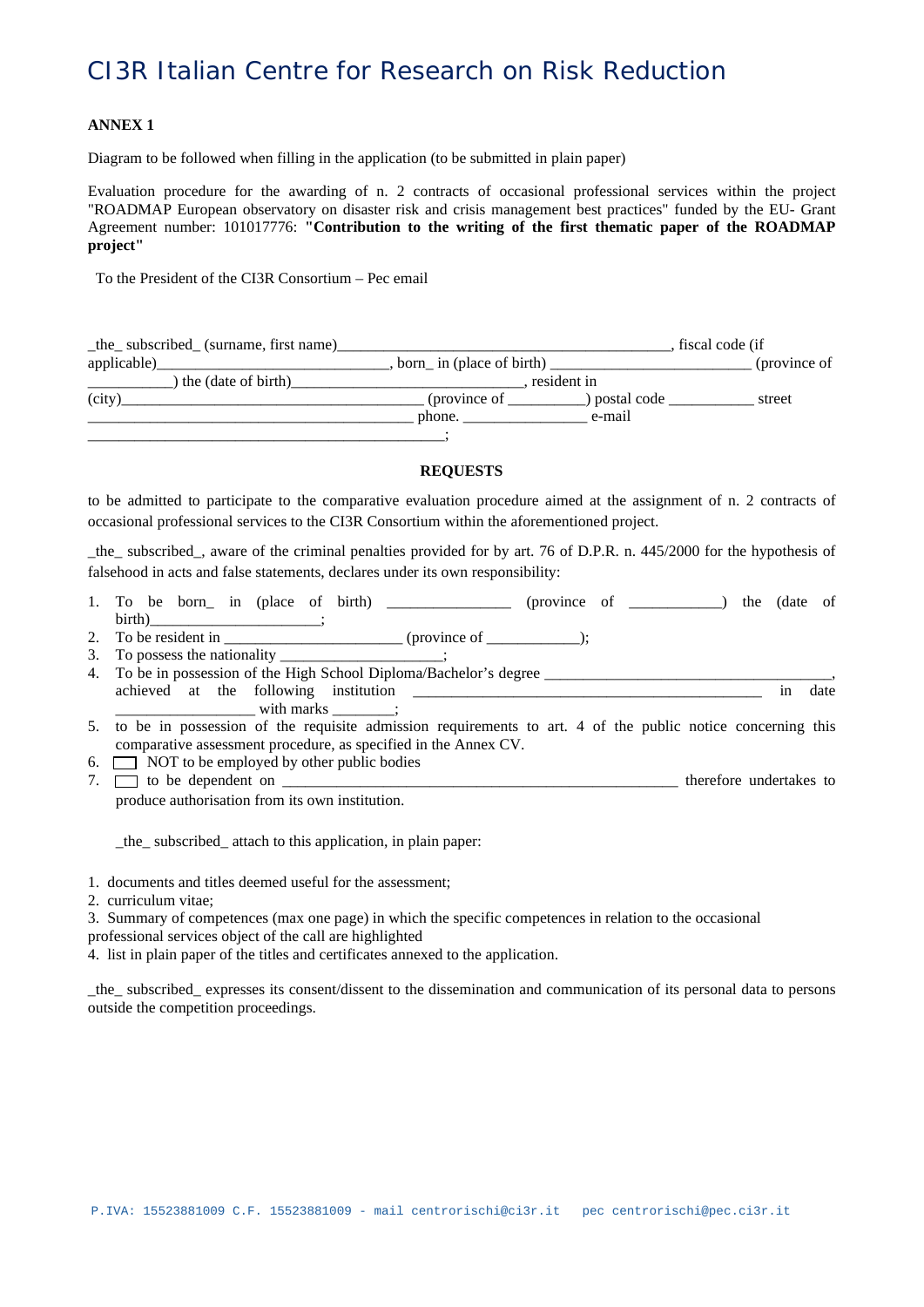# CI3R Italian Centre for Research on Risk Reduction

**ANNEX 1**

Diagram to be followed when filling in the application (to be submitted in plain paper)

Evaluation procedure for the awarding of n. 2 contracts of occasional professional services within the project "ROADMAP European observatory on disaster risk and crisis management best practices" funded by the EU- Grant Agreement number: 101017776: **"Contribution to the writing of the first thematic paper of the ROADMAP project"**

To the President of the CI3R Consortium – Pec email

_the_ subscribed_ (surname, first name)____________________________________________, fiscal code (if applicable)______________________________, born_ in (place of birth) __________________________ (province of ___________) the (date of birth)______________________________, resident in (city)________________________________________ (province of __________) postal code ___________ street ___________________________________________ phone. ________________ e-mail ________________________________________________;

**REQUESTS**

to be admitted to participate to the comparative evaluation procedure aimed at the assignment of n. 2 contracts of occasional professional services to the CI3R Consortium within the aforementioned project.

_the_ subscribed_, aware of the criminal penalties provided for by art. 76 of D.P.R. n. 445/2000 for the hypothesis of falsehood in acts and false statements, declares under its own responsibility:

1. To be born_ in (place of birth) ________________ (province of ____________) the (date of birth)______________________;
2. To be resident in ________________________ (province of ____________);
3. To possess the nationality _____________________;
4. To be in possession of the High School Diploma/Bachelor's degree ______________________________________, achieved at the following institution ______________________________________________ in date __________________ with marks ________;
5. to be in possession of the requisite admission requirements to art. 4 of the public notice concerning this comparative assessment procedure, as specified in the Annex CV.
6. ☐ NOT to be employed by other public bodies
7. ☐ to be dependent on _____________________________________________________ therefore undertakes to produce authorisation from its own institution.

_the_ subscribed_ attach to this application, in plain paper:

1. documents and titles deemed useful for the assessment;
2. curriculum vitae;
3. Summary of competences (max one page) in which the specific competences in relation to the occasional professional services object of the call are highlighted
4. list in plain paper of the titles and certificates annexed to the application.

_the_ subscribed_ expresses its consent/dissent to the dissemination and communication of its personal data to persons outside the competition proceedings.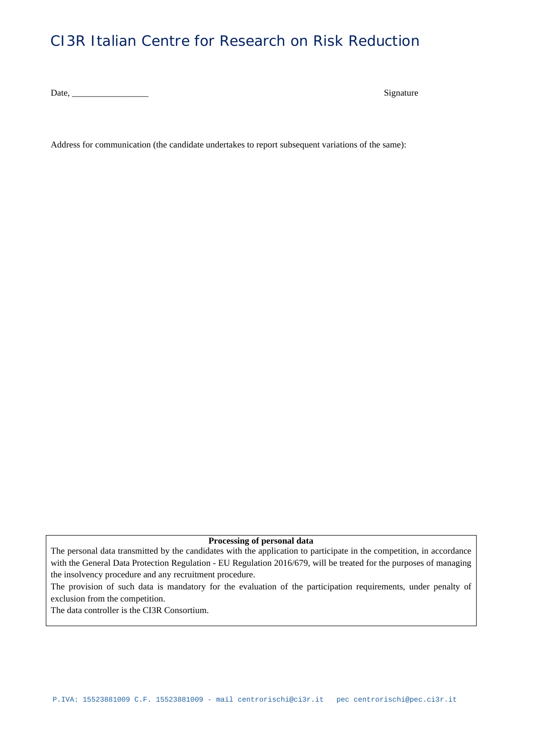Date, _________________ Signature

Address for communication (the candidate undertakes to report subsequent variations of the same):

**Processing of personal data**

The personal data transmitted by the candidates with the application to participate in the competition, in accordance with the General Data Protection Regulation - EU Regulation 2016/679, will be treated for the purposes of managing the insolvency procedure and any recruitment procedure.

The provision of such data is mandatory for the evaluation of the participation requirements, under penalty of exclusion from the competition.

The data controller is the CI3R Consortium.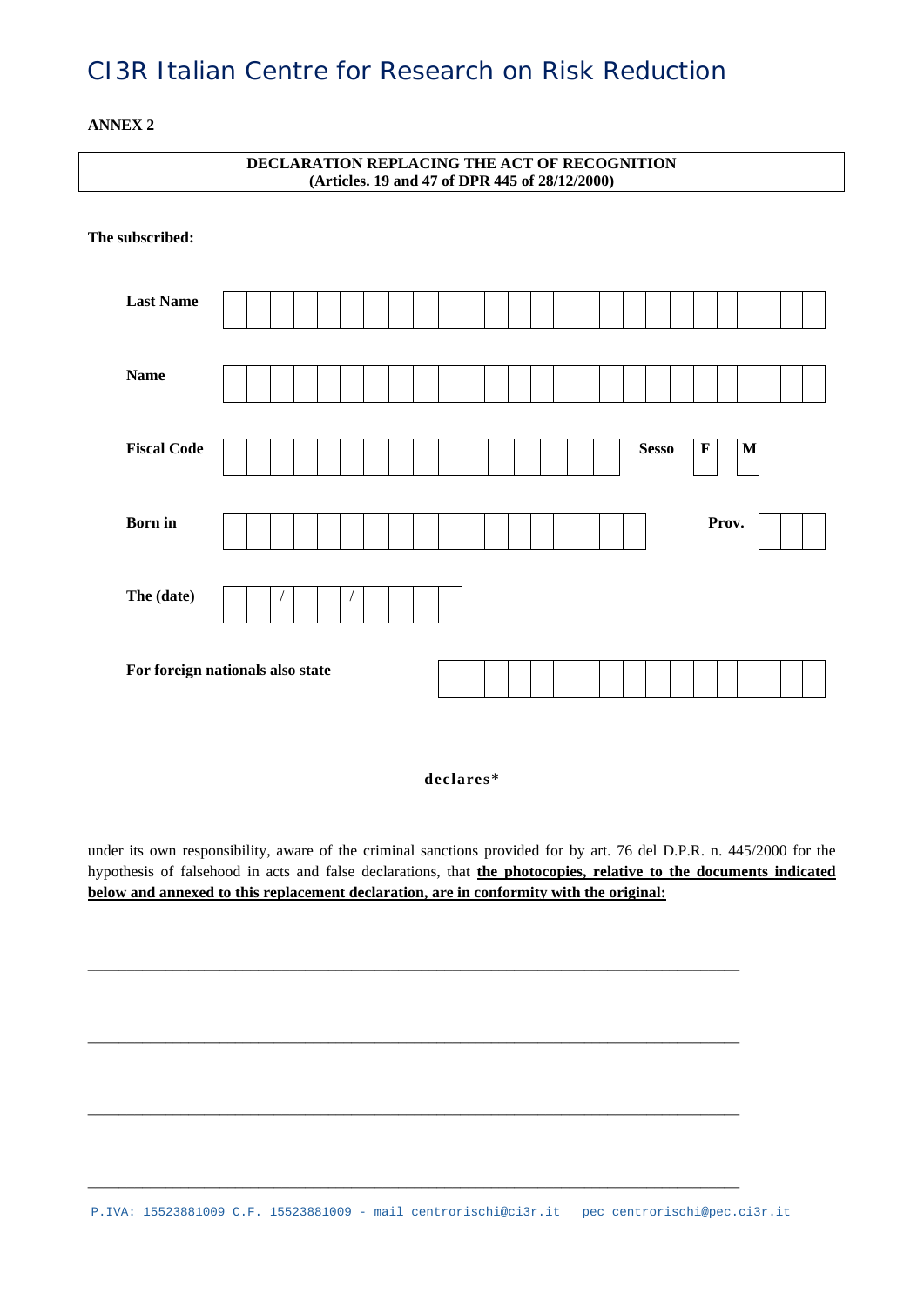# CI3R Italian Centre for Research on Risk Reduction

**ANNEX 2**

**DECLARATION REPLACING THE ACT OF RECOGNITION**
**(Articles. 19 and 47 of DPR 445 of 28/12/2000)**

**The subscribed:**

**Last Name** | | | | | | | | | | | | | | | | | | | | | | | | | | |

**Name** | | | | | | | | | | | | | | | | | | | | | | | | | | |

**Fiscal Code** | | | | | | | | | | | | | | | | | **Sesso** **F** **M**

**Born in** | | | | | | | | | | | | | | | | | | | **Prov.** | | | |

**The (date)** | | | / | | | / | | | | |

**For foreign nationals also state** | | | | | | | | | | | | | | | | | |

**declares***

under its own responsibility, aware of the criminal sanctions provided for by art. 76 del D.P.R. n. 445/2000 for the hypothesis of falsehood in acts and false declarations, that **the photocopies, relative to the documents indicated below and annexed to this replacement declaration, are in conformity with the original:**

___________________________________________________________________________

___________________________________________________________________________

___________________________________________________________________________

___________________________________________________________________________

P.IVA: 15523881009 C.F. 15523881009 - mail centrorischi@ci3r.it pec centrorischi@pec.ci3r.it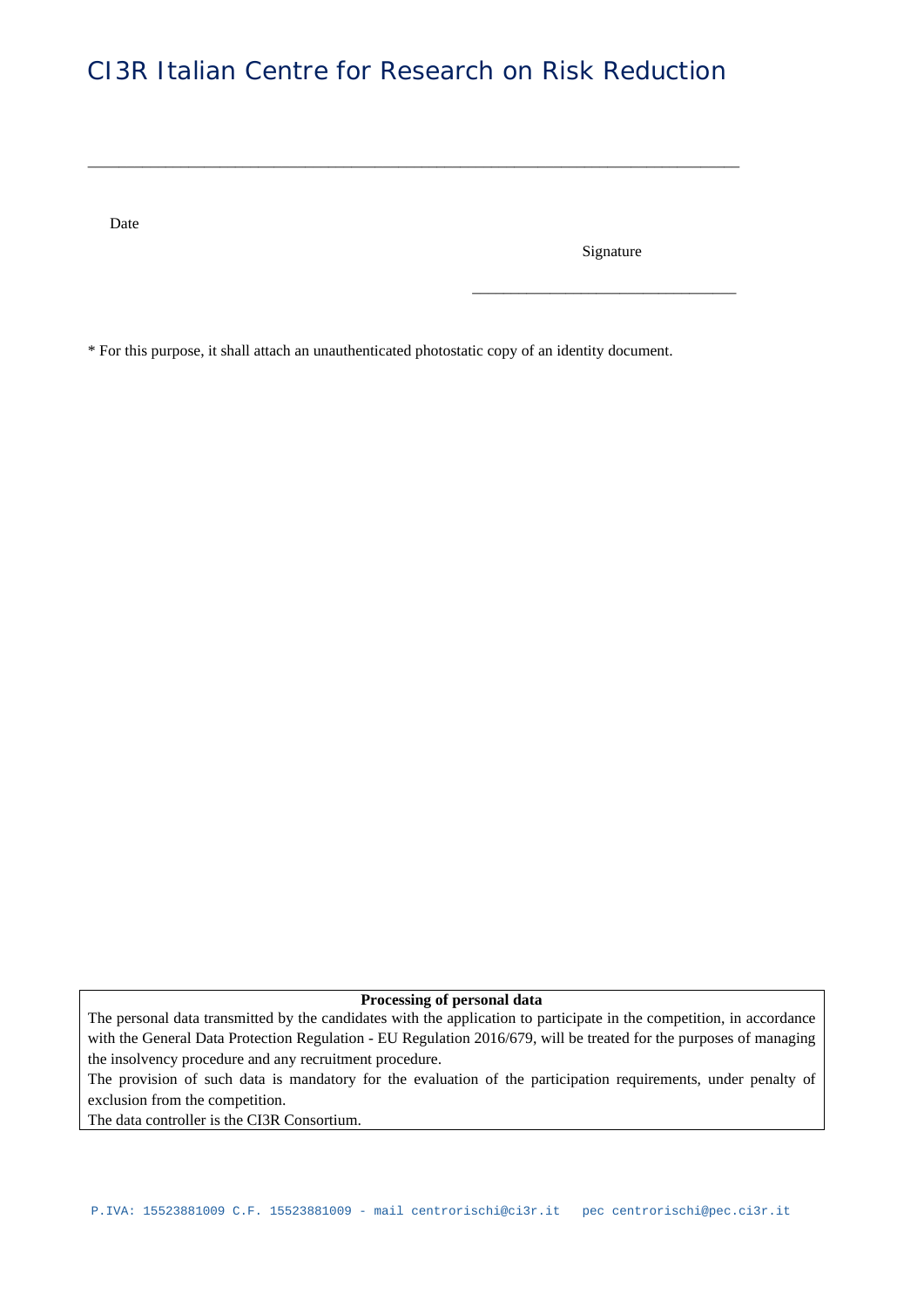\_\_\_\_\_\_\_\_\_\_\_\_\_\_\_\_\_\_\_\_\_\_\_\_\_\_\_\_\_\_\_\_\_\_\_\_\_\_\_\_\_\_\_\_\_\_\_\_\_\_\_\_\_\_\_\_\_\_\_\_\_\_\_\_\_\_\_\_\_\_\_\_\_\_\_\_\_\_

Date

Signature

\_\_\_\_\_\_\_\_\_\_\_\_\_\_\_\_\_\_\_\_\_\_\_\_\_\_\_\_\_\_\_\_\_\_

* For this purpose, it shall attach an unauthenticated photostatic copy of an identity document.

**Processing of personal data**

The personal data transmitted by the candidates with the application to participate in the competition, in accordance with the General Data Protection Regulation - EU Regulation 2016/679, will be treated for the purposes of managing the insolvency procedure and any recruitment procedure.

The provision of such data is mandatory for the evaluation of the participation requirements, under penalty of exclusion from the competition.

The data controller is the CI3R Consortium.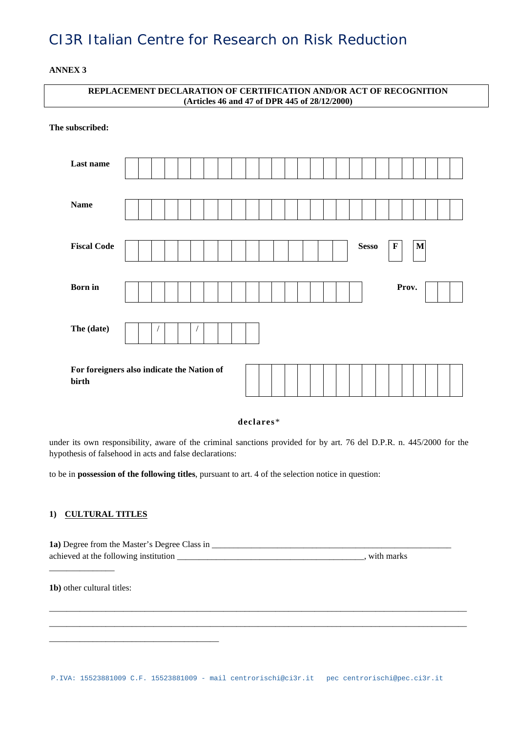# CI3R Italian Centre for Research on Risk Reduction

**ANNEX 3**

**REPLACEMENT DECLARATION OF CERTIFICATION AND/OR ACT OF RECOGNITION**
**(Articles 46 and 47 of DPR 445 of 28/12/2000)**

**The subscribed:**

| | |
|---|---|
| **Last name** | |
| **Name** | |
| **Fiscal Code** | **Sesso** **F** **M** |
| **Born in** | **Prov.** |
| **The (date)** | / / |
| **For foreigners also indicate the Nation of birth** | |

**declares***

under its own responsibility, aware of the criminal sanctions provided for by art. 76 del D.P.R. n. 445/2000 for the hypothesis of falsehood in acts and false declarations:

to be in **possession of the following titles**, pursuant to art. 4 of the selection notice in question:

**1) CULTURAL TITLES**

**1a)** Degree from the Master's Degree Class in ________________________________________________________
achieved at the following institution ___________________________________________, with marks _______________

**1b)** other cultural titles:

_____________________________________________________________________________________________

_____________________________________________________________________________________________

_______________________________________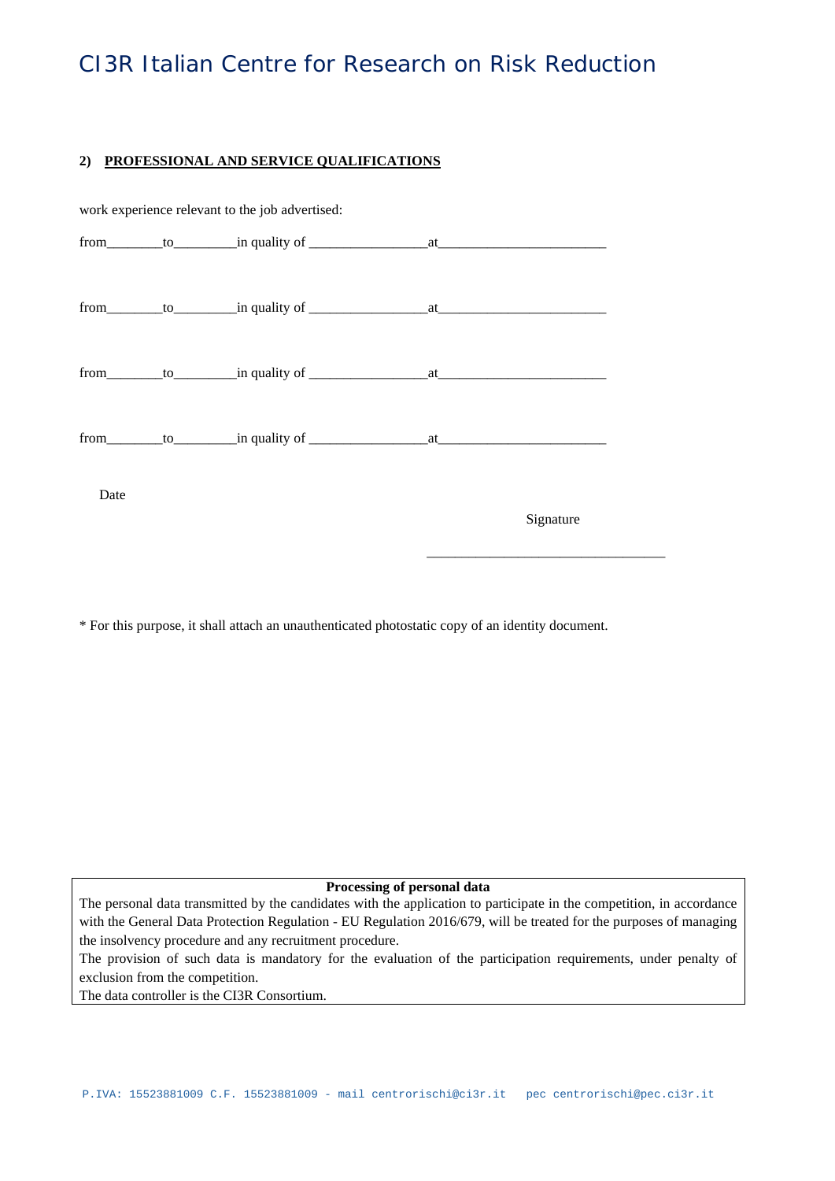## 2) PROFESSIONAL AND SERVICE QUALIFICATIONS

work experience relevant to the job advertised:

from________to_________in quality of _________________at________________________

from________to_________in quality of _________________at________________________

from________to_________in quality of _________________at________________________

from________to_________in quality of _________________at________________________

Date

Signature

__________________________________

\* For this purpose, it shall attach an unauthenticated photostatic copy of an identity document.

**Processing of personal data**

The personal data transmitted by the candidates with the application to participate in the competition, in accordance with the General Data Protection Regulation - EU Regulation 2016/679, will be treated for the purposes of managing the insolvency procedure and any recruitment procedure.

The provision of such data is mandatory for the evaluation of the participation requirements, under penalty of exclusion from the competition.

The data controller is the CI3R Consortium.